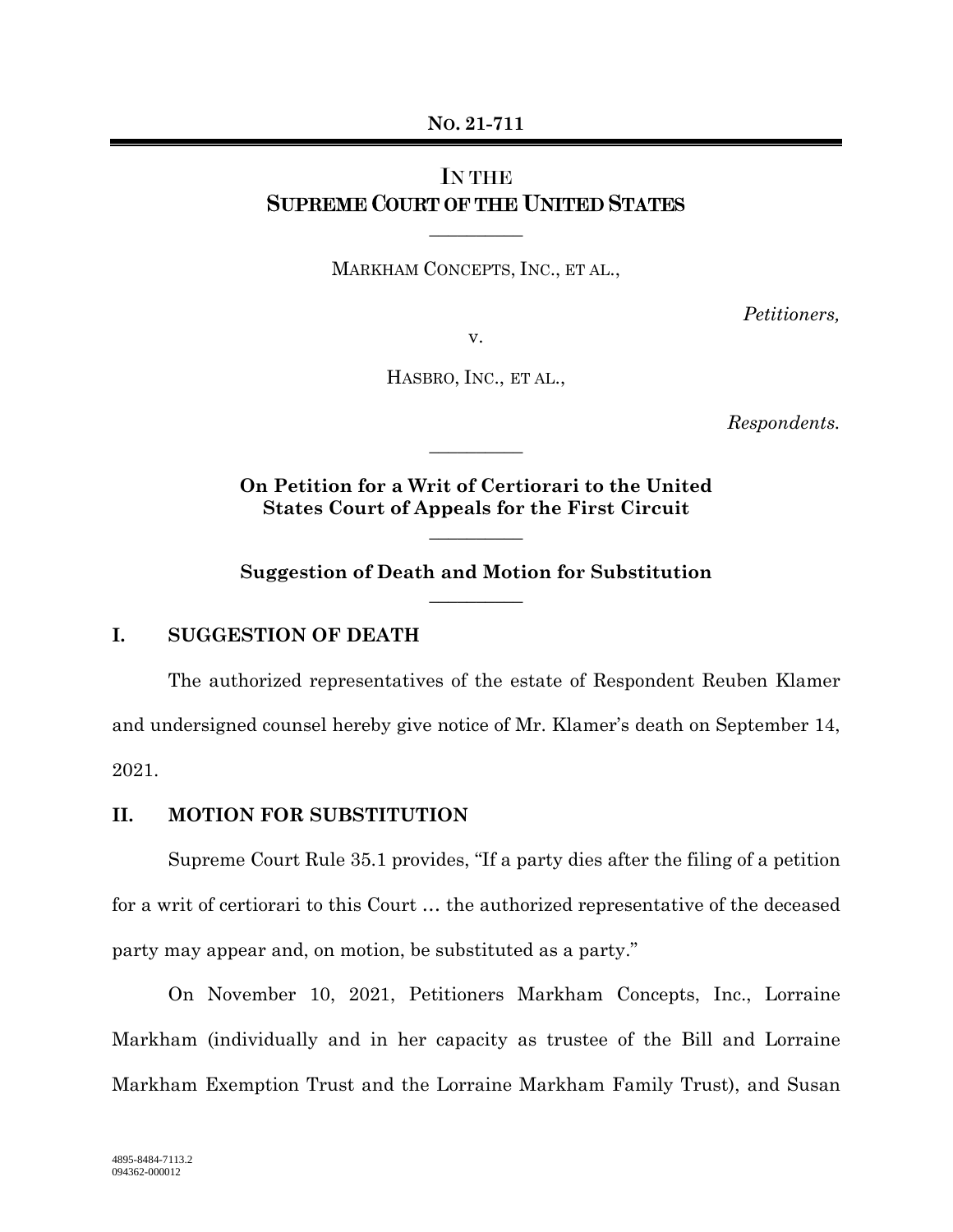**NO. 21-711**

# IN THE SUPREME COURT OF THE UNITED STATES

---

MARKHAM CONCEPTS, INC., ET AL.,

*Petitioners,*

v.

HASBRO, INC., ET AL.,

*Respondents.*

---

**On Petition for a Writ of Certiorari to the United States Court of Appeals for the First Circuit**

---

**Suggestion of Death and Motion for Substitution**

---

## I. SUGGESTION OF DEATH

The authorized representatives of the estate of Respondent Reuben Klamer and undersigned counsel hereby give notice of Mr. Klamer's death on September 14, 2021.

## II. MOTION FOR SUBSTITUTION

Supreme Court Rule 35.1 provides, "If a party dies after the filing of a petition for a writ of certiorari to this Court … the authorized representative of the deceased party may appear and, on motion, be substituted as a party."

On November 10, 2021, Petitioners Markham Concepts, Inc., Lorraine Markham (individually and in her capacity as trustee of the Bill and Lorraine Markham Exemption Trust and the Lorraine Markham Family Trust), and Susan

4895-8484-7113.2
094362-000012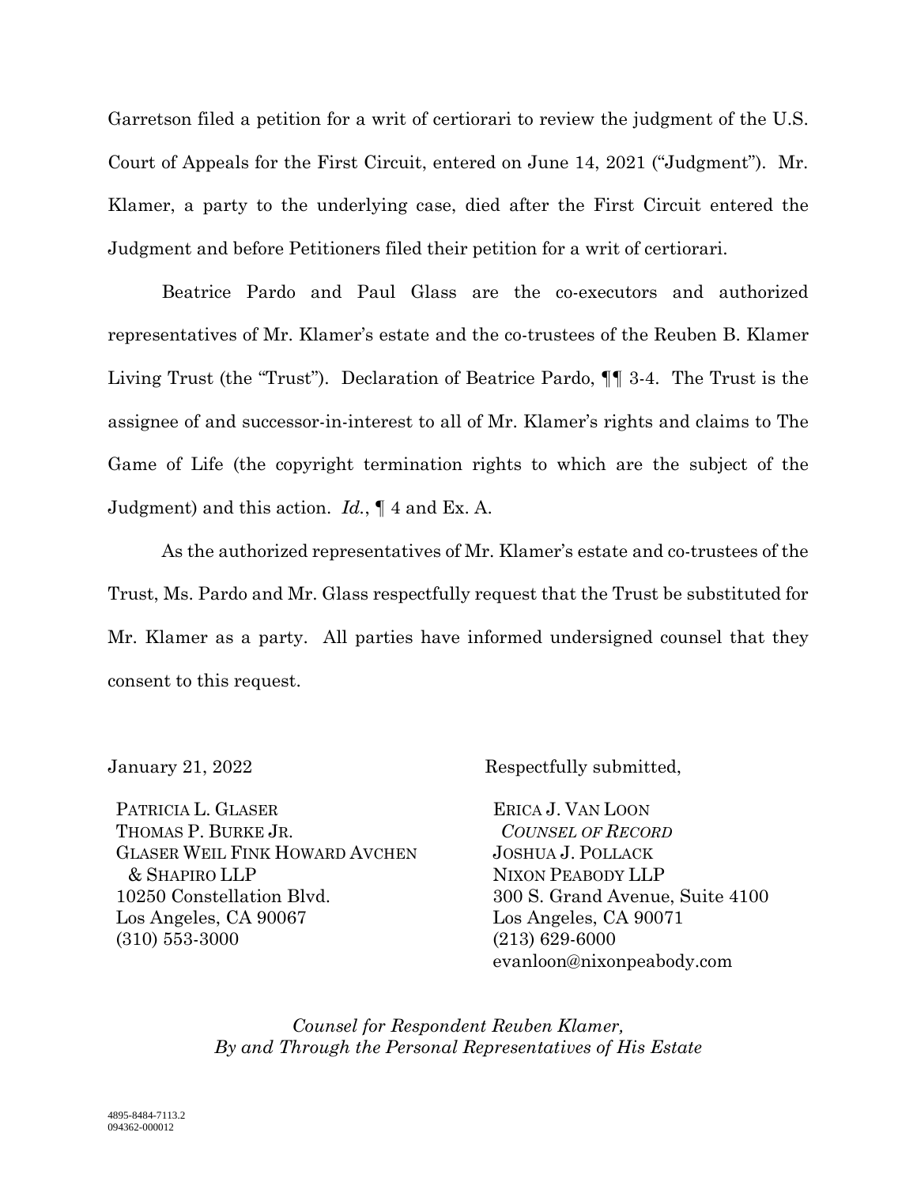Garretson filed a petition for a writ of certiorari to review the judgment of the U.S. Court of Appeals for the First Circuit, entered on June 14, 2021 ("Judgment"). Mr. Klamer, a party to the underlying case, died after the First Circuit entered the Judgment and before Petitioners filed their petition for a writ of certiorari.

Beatrice Pardo and Paul Glass are the co-executors and authorized representatives of Mr. Klamer's estate and the co-trustees of the Reuben B. Klamer Living Trust (the "Trust"). Declaration of Beatrice Pardo, ¶¶ 3-4. The Trust is the assignee of and successor-in-interest to all of Mr. Klamer's rights and claims to The Game of Life (the copyright termination rights to which are the subject of the Judgment) and this action. *Id.*, ¶ 4 and Ex. A.

As the authorized representatives of Mr. Klamer's estate and co-trustees of the Trust, Ms. Pardo and Mr. Glass respectfully request that the Trust be substituted for Mr. Klamer as a party. All parties have informed undersigned counsel that they consent to this request.

January 21, 2022

Respectfully submitted,

PATRICIA L. GLASER
THOMAS P. BURKE JR.
GLASER WEIL FINK HOWARD AVCHEN & SHAPIRO LLP
10250 Constellation Blvd.
Los Angeles, CA 90067
(310) 553-3000

ERICA J. VAN LOON
*COUNSEL OF RECORD*
JOSHUA J. POLLACK
NIXON PEABODY LLP
300 S. Grand Avenue, Suite 4100
Los Angeles, CA 90071
(213) 629-6000
evanloon@nixonpeabody.com

*Counsel for Respondent Reuben Klamer, By and Through the Personal Representatives of His Estate*

4895-8484-7113.2
094362-000012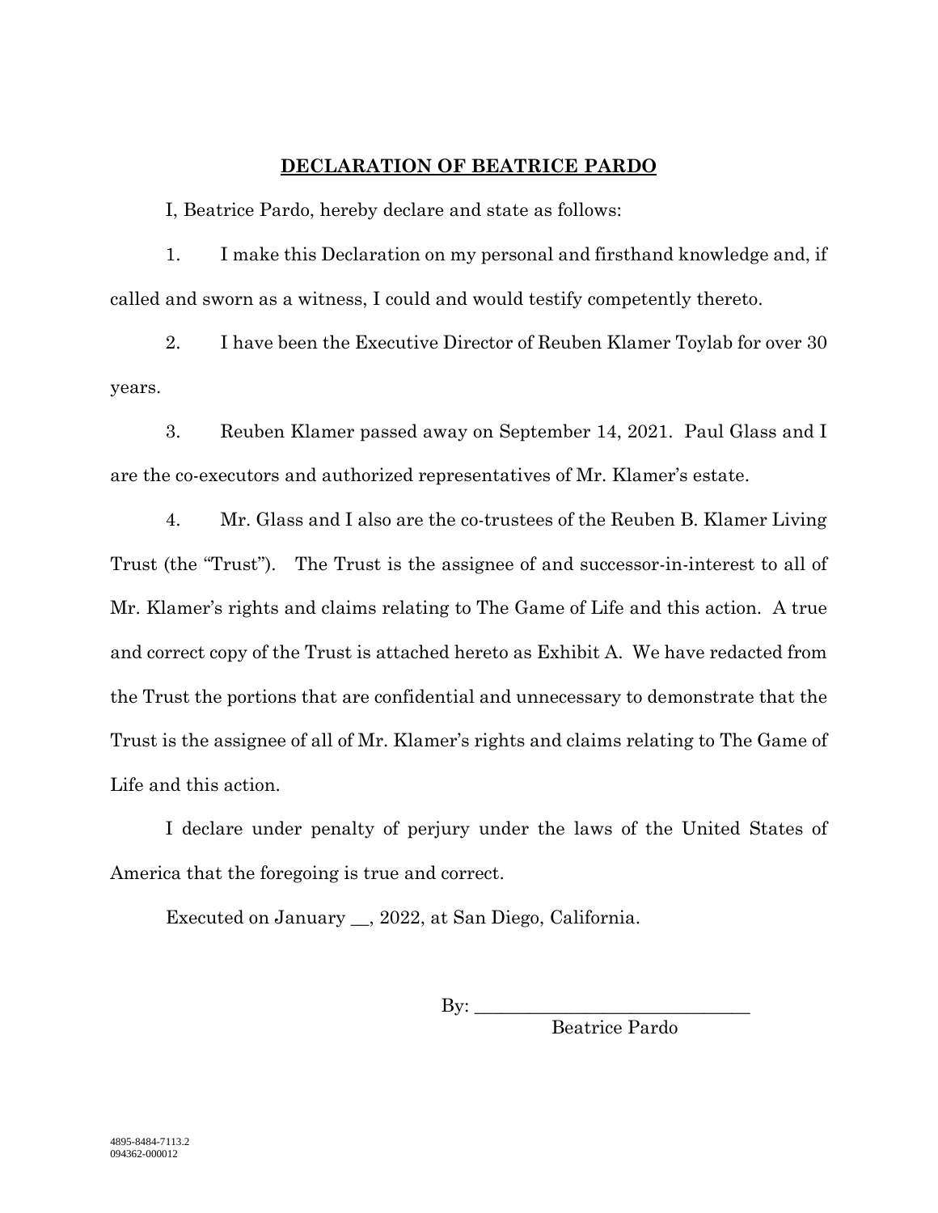# **DECLARATION OF BEATRICE PARDO**

I, Beatrice Pardo, hereby declare and state as follows:

1. I make this Declaration on my personal and firsthand knowledge and, if called and sworn as a witness, I could and would testify competently thereto.

2. I have been the Executive Director of Reuben Klamer Toylab for over 30 years.

3. Reuben Klamer passed away on September 14, 2021. Paul Glass and I are the co-executors and authorized representatives of Mr. Klamer's estate.

4. Mr. Glass and I also are the co-trustees of the Reuben B. Klamer Living Trust (the "Trust"). The Trust is the assignee of and successor-in-interest to all of Mr. Klamer's rights and claims relating to The Game of Life and this action. A true and correct copy of the Trust is attached hereto as Exhibit A. We have redacted from the Trust the portions that are confidential and unnecessary to demonstrate that the Trust is the assignee of all of Mr. Klamer's rights and claims relating to The Game of Life and this action.

I declare under penalty of perjury under the laws of the United States of America that the foregoing is true and correct.

Executed on January __, 2022, at San Diego, California.

By: ______________________________
Beatrice Pardo

4895-8484-7113.2
094362-000012